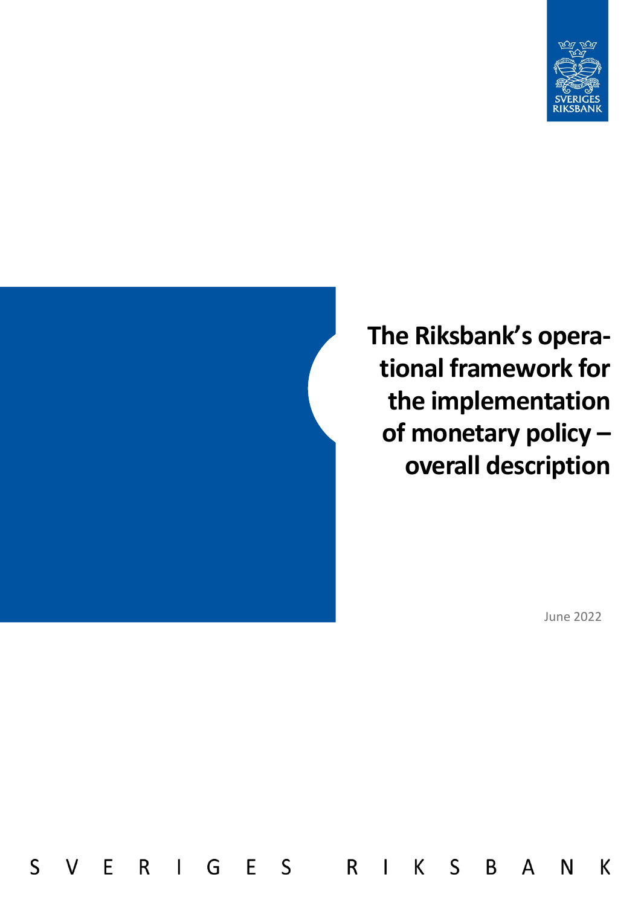# The Riksbank's operational framework for the implementation of monetary policy – overall description

June 2022

SVERIGES RIKSBANK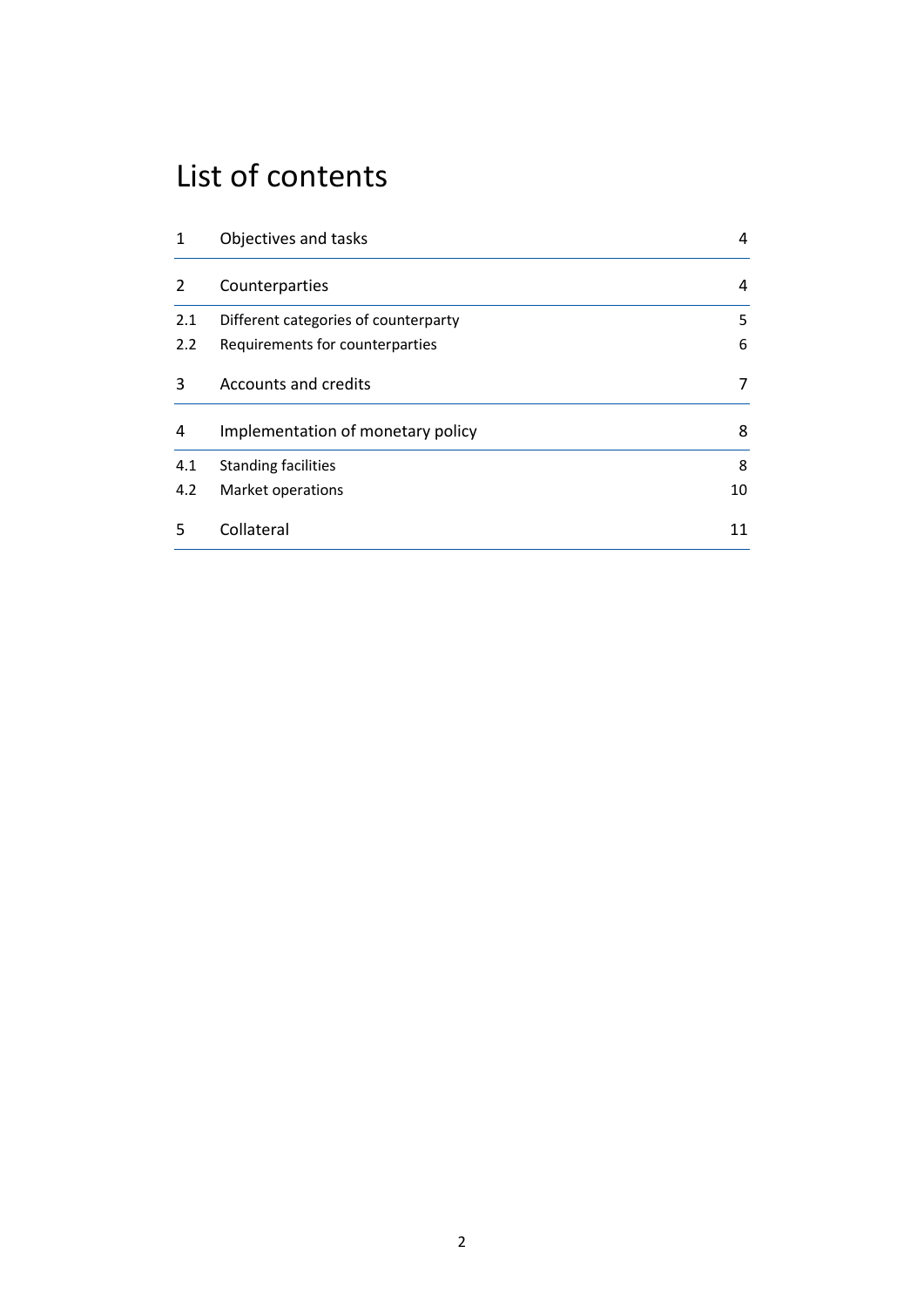# List of contents

| | | |
|---|---|---|
| 1 | Objectives and tasks | 4 |
| 2 | Counterparties | 4 |
| 2.1 | Different categories of counterparty | 5 |
| 2.2 | Requirements for counterparties | 6 |
| 3 | Accounts and credits | 7 |
| 4 | Implementation of monetary policy | 8 |
| 4.1 | Standing facilities | 8 |
| 4.2 | Market operations | 10 |
| 5 | Collateral | 11 |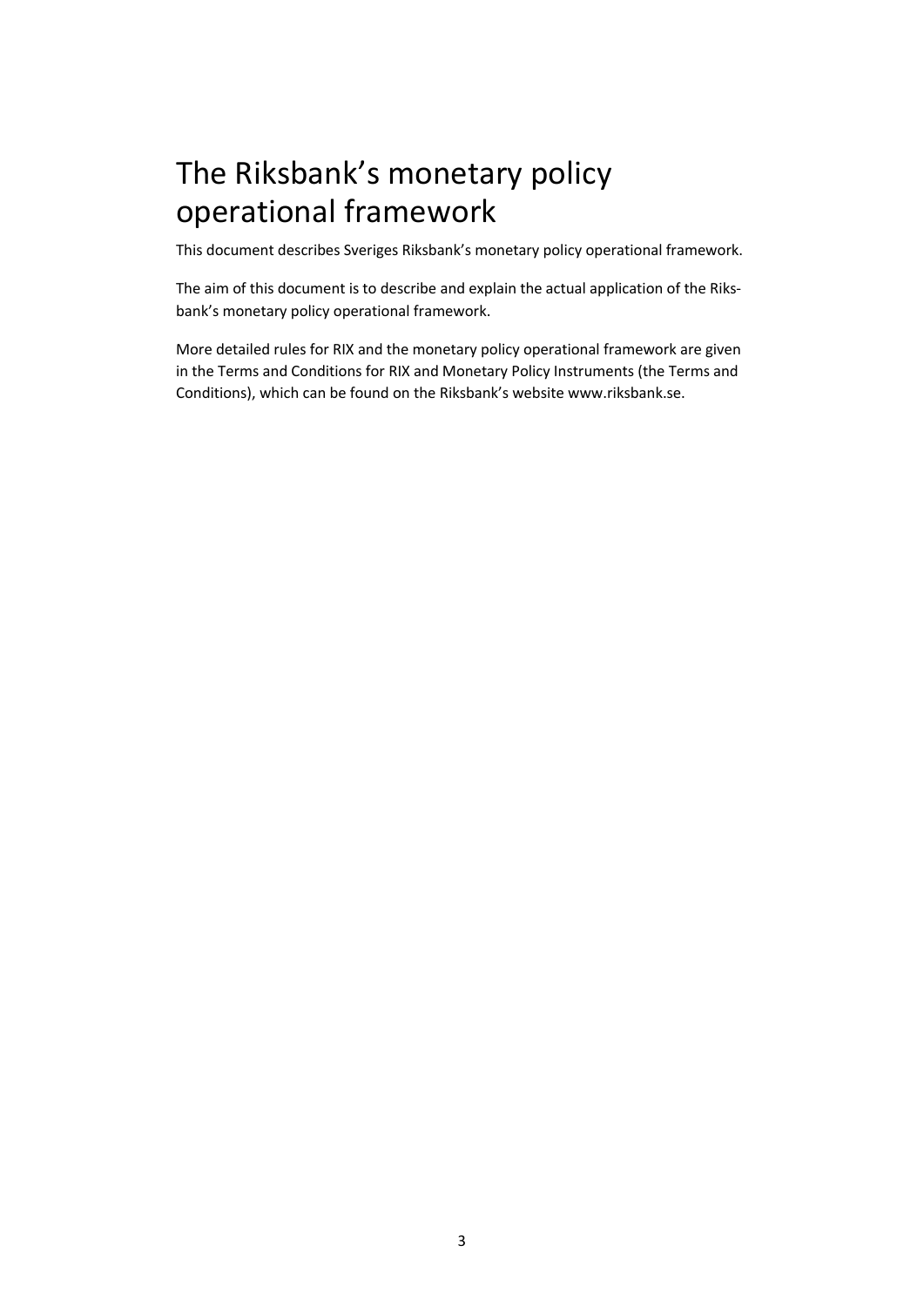# The Riksbank's monetary policy operational framework

This document describes Sveriges Riksbank's monetary policy operational framework.

The aim of this document is to describe and explain the actual application of the Riksbank's monetary policy operational framework.

More detailed rules for RIX and the monetary policy operational framework are given in the Terms and Conditions for RIX and Monetary Policy Instruments (the Terms and Conditions), which can be found on the Riksbank's website www.riksbank.se.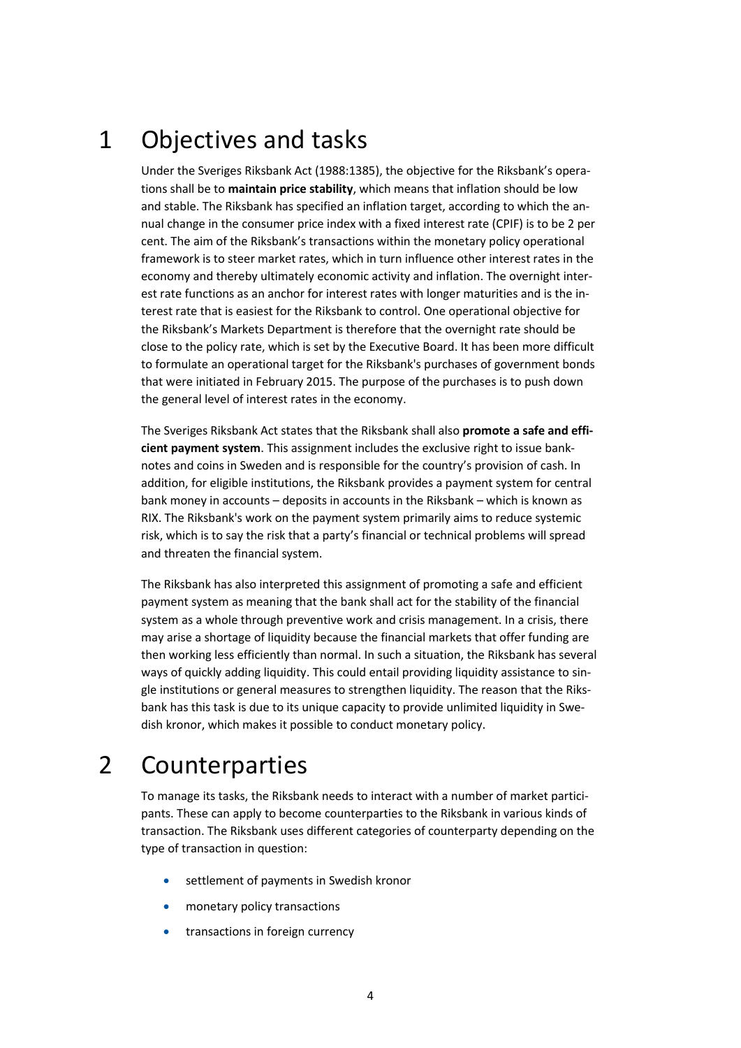# 1 Objectives and tasks

Under the Sveriges Riksbank Act (1988:1385), the objective for the Riksbank's operations shall be to **maintain price stability**, which means that inflation should be low and stable. The Riksbank has specified an inflation target, according to which the annual change in the consumer price index with a fixed interest rate (CPIF) is to be 2 per cent. The aim of the Riksbank's transactions within the monetary policy operational framework is to steer market rates, which in turn influence other interest rates in the economy and thereby ultimately economic activity and inflation. The overnight interest rate functions as an anchor for interest rates with longer maturities and is the interest rate that is easiest for the Riksbank to control. One operational objective for the Riksbank's Markets Department is therefore that the overnight rate should be close to the policy rate, which is set by the Executive Board. It has been more difficult to formulate an operational target for the Riksbank's purchases of government bonds that were initiated in February 2015. The purpose of the purchases is to push down the general level of interest rates in the economy.

The Sveriges Riksbank Act states that the Riksbank shall also **promote a safe and efficient payment system**. This assignment includes the exclusive right to issue banknotes and coins in Sweden and is responsible for the country's provision of cash. In addition, for eligible institutions, the Riksbank provides a payment system for central bank money in accounts – deposits in accounts in the Riksbank – which is known as RIX. The Riksbank's work on the payment system primarily aims to reduce systemic risk, which is to say the risk that a party's financial or technical problems will spread and threaten the financial system.

The Riksbank has also interpreted this assignment of promoting a safe and efficient payment system as meaning that the bank shall act for the stability of the financial system as a whole through preventive work and crisis management. In a crisis, there may arise a shortage of liquidity because the financial markets that offer funding are then working less efficiently than normal. In such a situation, the Riksbank has several ways of quickly adding liquidity. This could entail providing liquidity assistance to single institutions or general measures to strengthen liquidity. The reason that the Riksbank has this task is due to its unique capacity to provide unlimited liquidity in Swedish kronor, which makes it possible to conduct monetary policy.

# 2 Counterparties

To manage its tasks, the Riksbank needs to interact with a number of market participants. These can apply to become counterparties to the Riksbank in various kinds of transaction. The Riksbank uses different categories of counterparty depending on the type of transaction in question:

- settlement of payments in Swedish kronor
- monetary policy transactions
- transactions in foreign currency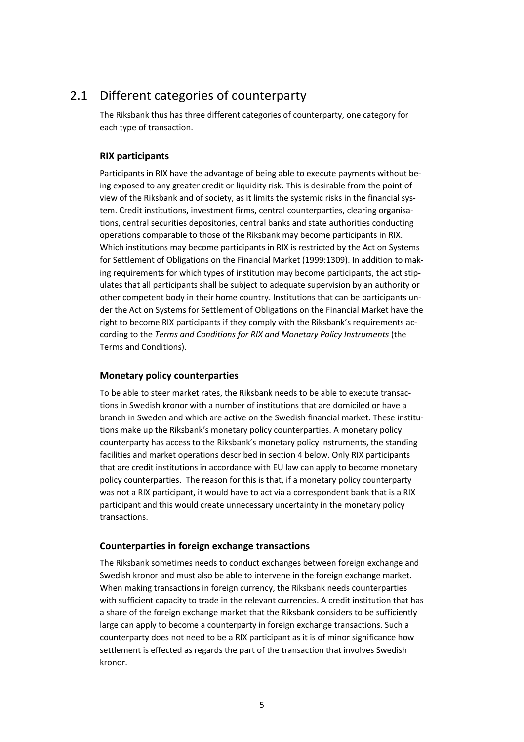## 2.1 Different categories of counterparty

The Riksbank thus has three different categories of counterparty, one category for each type of transaction.

### RIX participants

Participants in RIX have the advantage of being able to execute payments without being exposed to any greater credit or liquidity risk. This is desirable from the point of view of the Riksbank and of society, as it limits the systemic risks in the financial system. Credit institutions, investment firms, central counterparties, clearing organisations, central securities depositories, central banks and state authorities conducting operations comparable to those of the Riksbank may become participants in RIX. Which institutions may become participants in RIX is restricted by the Act on Systems for Settlement of Obligations on the Financial Market (1999:1309). In addition to making requirements for which types of institution may become participants, the act stipulates that all participants shall be subject to adequate supervision by an authority or other competent body in their home country. Institutions that can be participants under the Act on Systems for Settlement of Obligations on the Financial Market have the right to become RIX participants if they comply with the Riksbank's requirements according to the *Terms and Conditions for RIX and Monetary Policy Instruments* (the Terms and Conditions).

### Monetary policy counterparties

To be able to steer market rates, the Riksbank needs to be able to execute transactions in Swedish kronor with a number of institutions that are domiciled or have a branch in Sweden and which are active on the Swedish financial market. These institutions make up the Riksbank's monetary policy counterparties. A monetary policy counterparty has access to the Riksbank's monetary policy instruments, the standing facilities and market operations described in section 4 below. Only RIX participants that are credit institutions in accordance with EU law can apply to become monetary policy counterparties. The reason for this is that, if a monetary policy counterparty was not a RIX participant, it would have to act via a correspondent bank that is a RIX participant and this would create unnecessary uncertainty in the monetary policy transactions.

### Counterparties in foreign exchange transactions

The Riksbank sometimes needs to conduct exchanges between foreign exchange and Swedish kronor and must also be able to intervene in the foreign exchange market. When making transactions in foreign currency, the Riksbank needs counterparties with sufficient capacity to trade in the relevant currencies. A credit institution that has a share of the foreign exchange market that the Riksbank considers to be sufficiently large can apply to become a counterparty in foreign exchange transactions. Such a counterparty does not need to be a RIX participant as it is of minor significance how settlement is effected as regards the part of the transaction that involves Swedish kronor.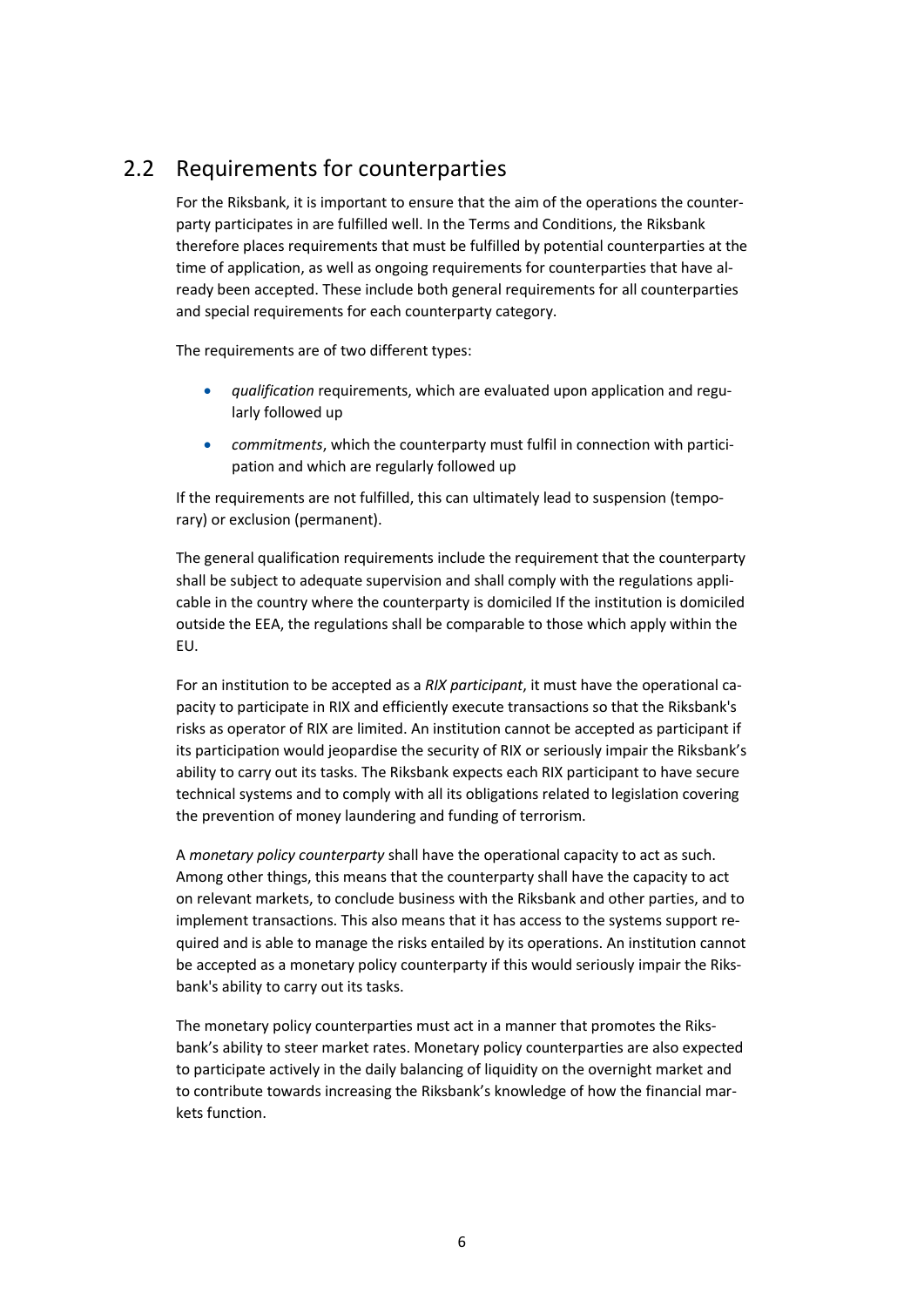## 2.2 Requirements for counterparties

For the Riksbank, it is important to ensure that the aim of the operations the counterparty participates in are fulfilled well. In the Terms and Conditions, the Riksbank therefore places requirements that must be fulfilled by potential counterparties at the time of application, as well as ongoing requirements for counterparties that have already been accepted. These include both general requirements for all counterparties and special requirements for each counterparty category.

The requirements are of two different types:

- *qualification* requirements, which are evaluated upon application and regularly followed up
- *commitments*, which the counterparty must fulfil in connection with participation and which are regularly followed up

If the requirements are not fulfilled, this can ultimately lead to suspension (temporary) or exclusion (permanent).

The general qualification requirements include the requirement that the counterparty shall be subject to adequate supervision and shall comply with the regulations applicable in the country where the counterparty is domiciled If the institution is domiciled outside the EEA, the regulations shall be comparable to those which apply within the EU.

For an institution to be accepted as a *RIX participant*, it must have the operational capacity to participate in RIX and efficiently execute transactions so that the Riksbank's risks as operator of RIX are limited. An institution cannot be accepted as participant if its participation would jeopardise the security of RIX or seriously impair the Riksbank's ability to carry out its tasks. The Riksbank expects each RIX participant to have secure technical systems and to comply with all its obligations related to legislation covering the prevention of money laundering and funding of terrorism.

A *monetary policy counterparty* shall have the operational capacity to act as such. Among other things, this means that the counterparty shall have the capacity to act on relevant markets, to conclude business with the Riksbank and other parties, and to implement transactions. This also means that it has access to the systems support required and is able to manage the risks entailed by its operations. An institution cannot be accepted as a monetary policy counterparty if this would seriously impair the Riksbank's ability to carry out its tasks.

The monetary policy counterparties must act in a manner that promotes the Riksbank's ability to steer market rates. Monetary policy counterparties are also expected to participate actively in the daily balancing of liquidity on the overnight market and to contribute towards increasing the Riksbank's knowledge of how the financial markets function.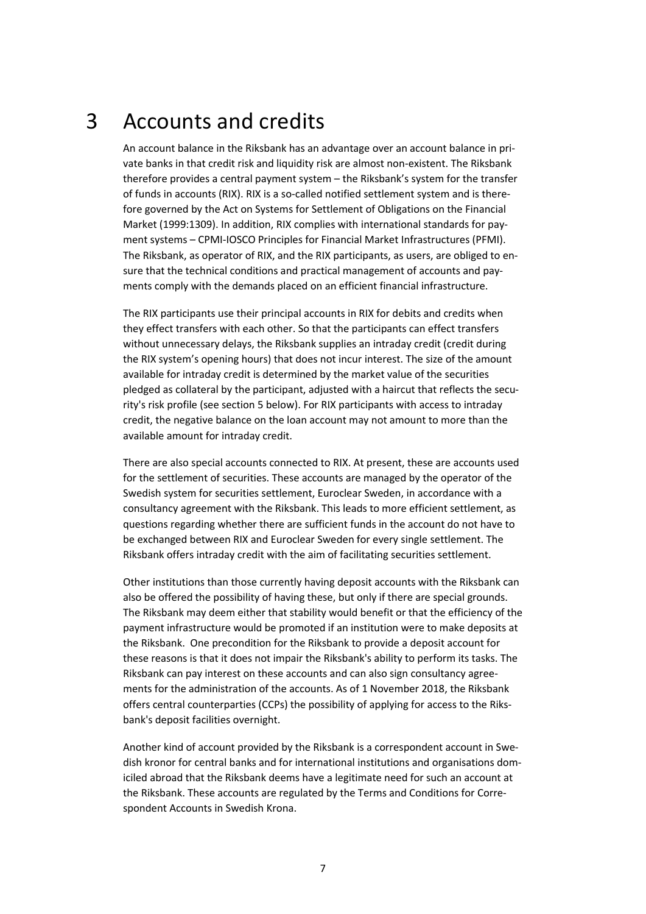# 3 Accounts and credits

An account balance in the Riksbank has an advantage over an account balance in private banks in that credit risk and liquidity risk are almost non-existent. The Riksbank therefore provides a central payment system – the Riksbank's system for the transfer of funds in accounts (RIX). RIX is a so-called notified settlement system and is therefore governed by the Act on Systems for Settlement of Obligations on the Financial Market (1999:1309). In addition, RIX complies with international standards for payment systems – CPMI-IOSCO Principles for Financial Market Infrastructures (PFMI). The Riksbank, as operator of RIX, and the RIX participants, as users, are obliged to ensure that the technical conditions and practical management of accounts and payments comply with the demands placed on an efficient financial infrastructure.

The RIX participants use their principal accounts in RIX for debits and credits when they effect transfers with each other. So that the participants can effect transfers without unnecessary delays, the Riksbank supplies an intraday credit (credit during the RIX system's opening hours) that does not incur interest. The size of the amount available for intraday credit is determined by the market value of the securities pledged as collateral by the participant, adjusted with a haircut that reflects the security's risk profile (see section 5 below). For RIX participants with access to intraday credit, the negative balance on the loan account may not amount to more than the available amount for intraday credit.

There are also special accounts connected to RIX. At present, these are accounts used for the settlement of securities. These accounts are managed by the operator of the Swedish system for securities settlement, Euroclear Sweden, in accordance with a consultancy agreement with the Riksbank. This leads to more efficient settlement, as questions regarding whether there are sufficient funds in the account do not have to be exchanged between RIX and Euroclear Sweden for every single settlement. The Riksbank offers intraday credit with the aim of facilitating securities settlement.

Other institutions than those currently having deposit accounts with the Riksbank can also be offered the possibility of having these, but only if there are special grounds. The Riksbank may deem either that stability would benefit or that the efficiency of the payment infrastructure would be promoted if an institution were to make deposits at the Riksbank. One precondition for the Riksbank to provide a deposit account for these reasons is that it does not impair the Riksbank's ability to perform its tasks. The Riksbank can pay interest on these accounts and can also sign consultancy agreements for the administration of the accounts. As of 1 November 2018, the Riksbank offers central counterparties (CCPs) the possibility of applying for access to the Riksbank's deposit facilities overnight.

Another kind of account provided by the Riksbank is a correspondent account in Swedish kronor for central banks and for international institutions and organisations domiciled abroad that the Riksbank deems have a legitimate need for such an account at the Riksbank. These accounts are regulated by the Terms and Conditions for Correspondent Accounts in Swedish Krona.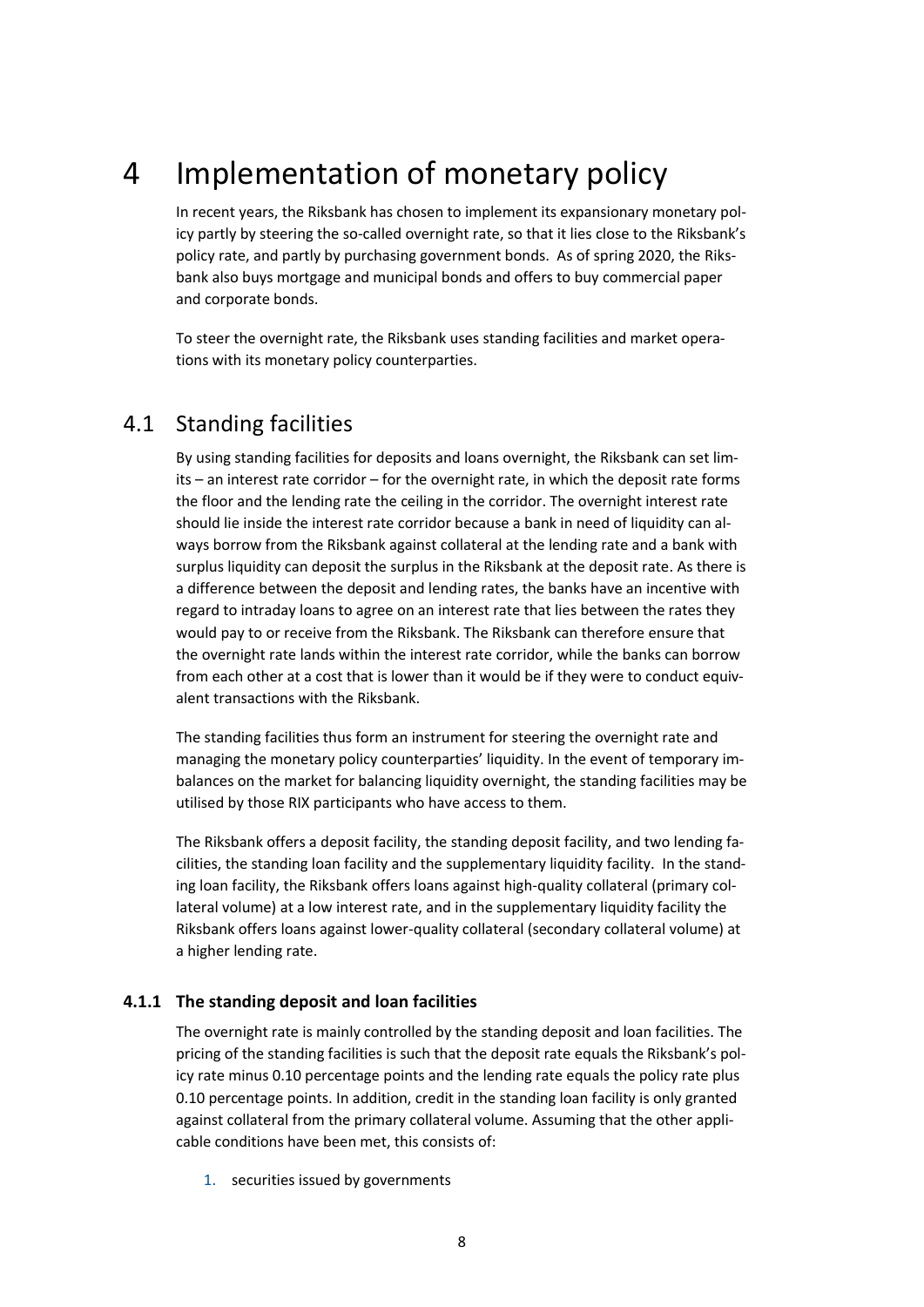# 4 Implementation of monetary policy

In recent years, the Riksbank has chosen to implement its expansionary monetary policy partly by steering the so-called overnight rate, so that it lies close to the Riksbank's policy rate, and partly by purchasing government bonds. As of spring 2020, the Riksbank also buys mortgage and municipal bonds and offers to buy commercial paper and corporate bonds.

To steer the overnight rate, the Riksbank uses standing facilities and market operations with its monetary policy counterparties.

## 4.1 Standing facilities

By using standing facilities for deposits and loans overnight, the Riksbank can set limits – an interest rate corridor – for the overnight rate, in which the deposit rate forms the floor and the lending rate the ceiling in the corridor. The overnight interest rate should lie inside the interest rate corridor because a bank in need of liquidity can always borrow from the Riksbank against collateral at the lending rate and a bank with surplus liquidity can deposit the surplus in the Riksbank at the deposit rate. As there is a difference between the deposit and lending rates, the banks have an incentive with regard to intraday loans to agree on an interest rate that lies between the rates they would pay to or receive from the Riksbank. The Riksbank can therefore ensure that the overnight rate lands within the interest rate corridor, while the banks can borrow from each other at a cost that is lower than it would be if they were to conduct equivalent transactions with the Riksbank.

The standing facilities thus form an instrument for steering the overnight rate and managing the monetary policy counterparties' liquidity. In the event of temporary imbalances on the market for balancing liquidity overnight, the standing facilities may be utilised by those RIX participants who have access to them.

The Riksbank offers a deposit facility, the standing deposit facility, and two lending facilities, the standing loan facility and the supplementary liquidity facility. In the standing loan facility, the Riksbank offers loans against high-quality collateral (primary collateral volume) at a low interest rate, and in the supplementary liquidity facility the Riksbank offers loans against lower-quality collateral (secondary collateral volume) at a higher lending rate.

### 4.1.1 The standing deposit and loan facilities

The overnight rate is mainly controlled by the standing deposit and loan facilities. The pricing of the standing facilities is such that the deposit rate equals the Riksbank's policy rate minus 0.10 percentage points and the lending rate equals the policy rate plus 0.10 percentage points. In addition, credit in the standing loan facility is only granted against collateral from the primary collateral volume. Assuming that the other applicable conditions have been met, this consists of:

1. securities issued by governments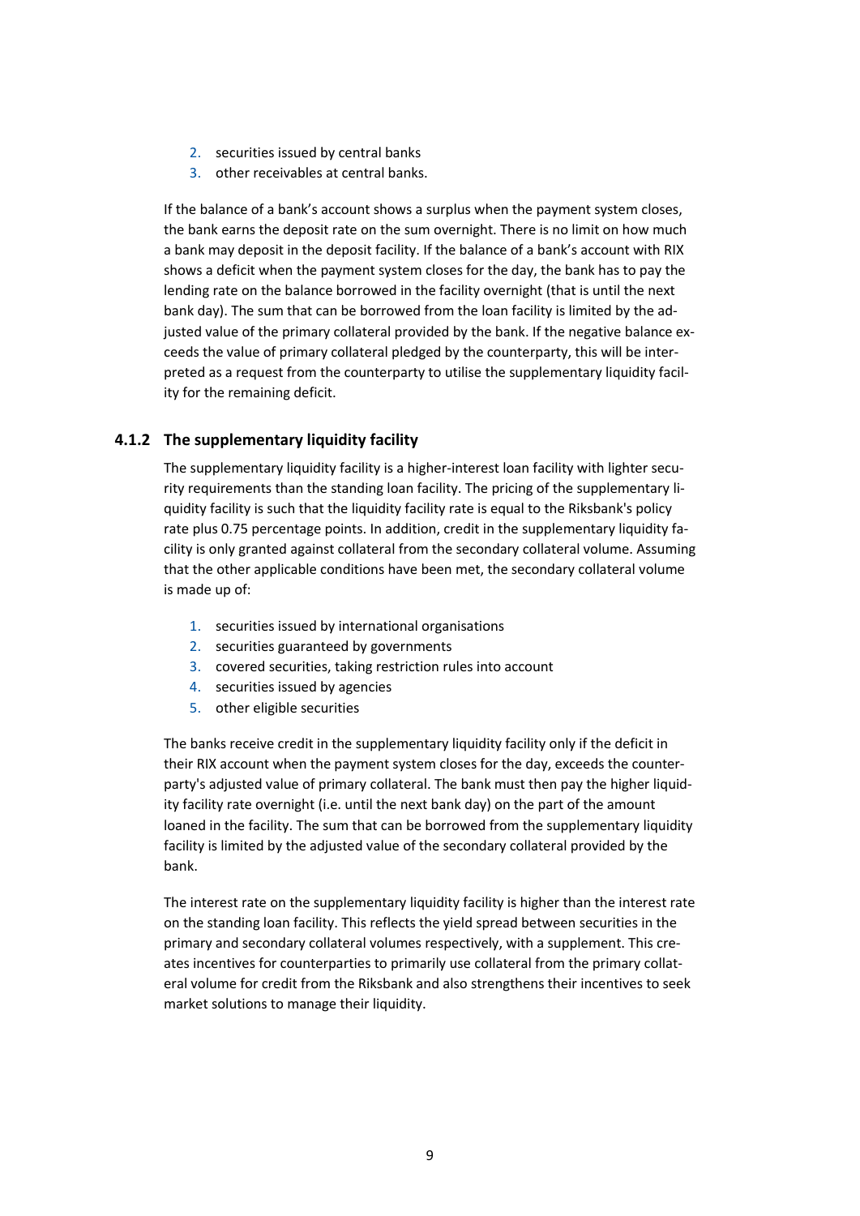2. securities issued by central banks
3. other receivables at central banks.

If the balance of a bank's account shows a surplus when the payment system closes, the bank earns the deposit rate on the sum overnight. There is no limit on how much a bank may deposit in the deposit facility. If the balance of a bank's account with RIX shows a deficit when the payment system closes for the day, the bank has to pay the lending rate on the balance borrowed in the facility overnight (that is until the next bank day). The sum that can be borrowed from the loan facility is limited by the adjusted value of the primary collateral provided by the bank. If the negative balance exceeds the value of primary collateral pledged by the counterparty, this will be interpreted as a request from the counterparty to utilise the supplementary liquidity facility for the remaining deficit.

### 4.1.2 The supplementary liquidity facility

The supplementary liquidity facility is a higher-interest loan facility with lighter security requirements than the standing loan facility. The pricing of the supplementary liquidity facility is such that the liquidity facility rate is equal to the Riksbank's policy rate plus 0.75 percentage points. In addition, credit in the supplementary liquidity facility is only granted against collateral from the secondary collateral volume. Assuming that the other applicable conditions have been met, the secondary collateral volume is made up of:

1. securities issued by international organisations
2. securities guaranteed by governments
3. covered securities, taking restriction rules into account
4. securities issued by agencies
5. other eligible securities

The banks receive credit in the supplementary liquidity facility only if the deficit in their RIX account when the payment system closes for the day, exceeds the counterparty's adjusted value of primary collateral. The bank must then pay the higher liquidity facility rate overnight (i.e. until the next bank day) on the part of the amount loaned in the facility. The sum that can be borrowed from the supplementary liquidity facility is limited by the adjusted value of the secondary collateral provided by the bank.

The interest rate on the supplementary liquidity facility is higher than the interest rate on the standing loan facility. This reflects the yield spread between securities in the primary and secondary collateral volumes respectively, with a supplement. This creates incentives for counterparties to primarily use collateral from the primary collateral volume for credit from the Riksbank and also strengthens their incentives to seek market solutions to manage their liquidity.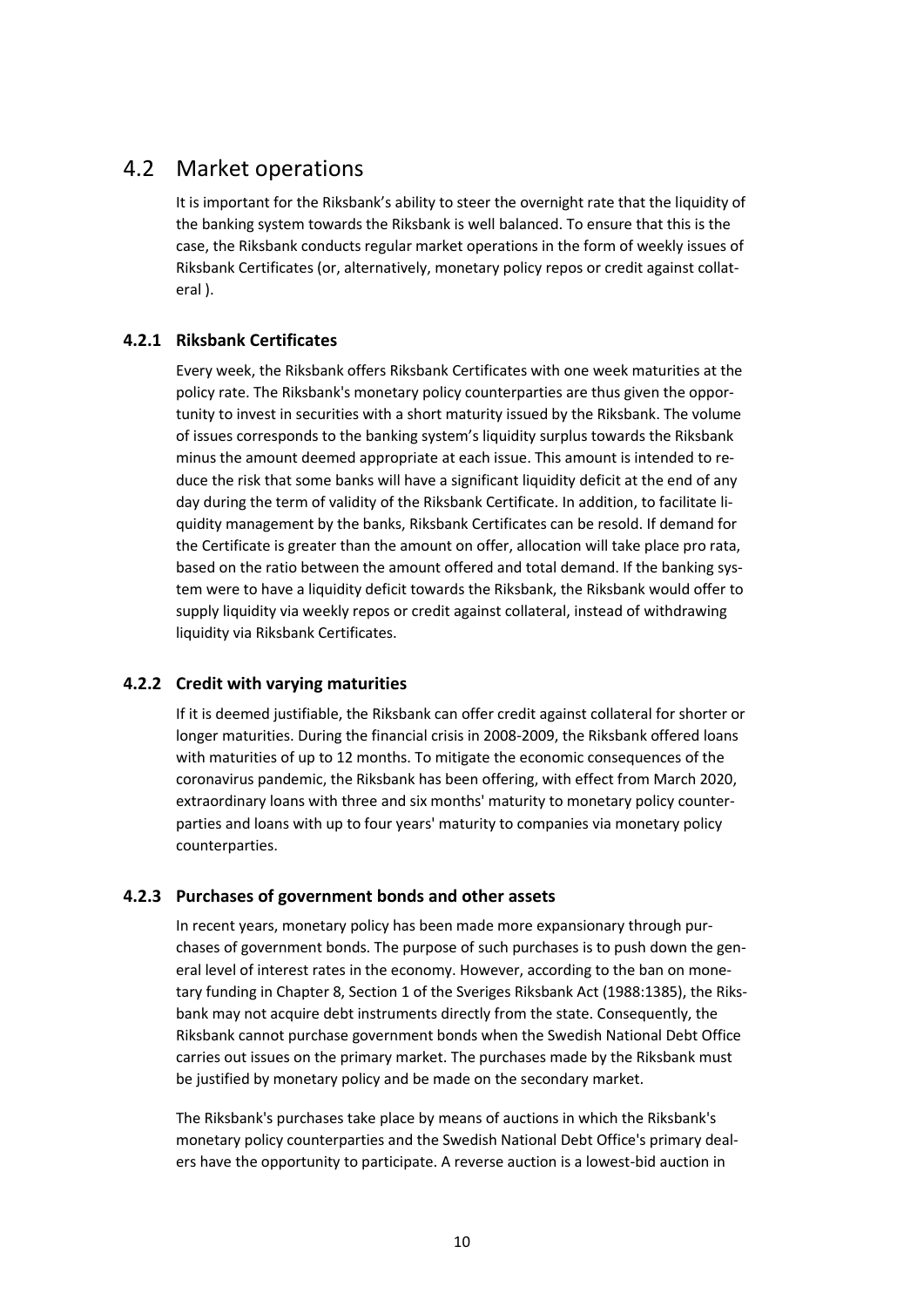## 4.2 Market operations

It is important for the Riksbank's ability to steer the overnight rate that the liquidity of the banking system towards the Riksbank is well balanced. To ensure that this is the case, the Riksbank conducts regular market operations in the form of weekly issues of Riksbank Certificates (or, alternatively, monetary policy repos or credit against collateral ).

### 4.2.1 Riksbank Certificates

Every week, the Riksbank offers Riksbank Certificates with one week maturities at the policy rate. The Riksbank's monetary policy counterparties are thus given the opportunity to invest in securities with a short maturity issued by the Riksbank. The volume of issues corresponds to the banking system's liquidity surplus towards the Riksbank minus the amount deemed appropriate at each issue. This amount is intended to reduce the risk that some banks will have a significant liquidity deficit at the end of any day during the term of validity of the Riksbank Certificate. In addition, to facilitate liquidity management by the banks, Riksbank Certificates can be resold. If demand for the Certificate is greater than the amount on offer, allocation will take place pro rata, based on the ratio between the amount offered and total demand. If the banking system were to have a liquidity deficit towards the Riksbank, the Riksbank would offer to supply liquidity via weekly repos or credit against collateral, instead of withdrawing liquidity via Riksbank Certificates.

### 4.2.2 Credit with varying maturities

If it is deemed justifiable, the Riksbank can offer credit against collateral for shorter or longer maturities. During the financial crisis in 2008-2009, the Riksbank offered loans with maturities of up to 12 months. To mitigate the economic consequences of the coronavirus pandemic, the Riksbank has been offering, with effect from March 2020, extraordinary loans with three and six months' maturity to monetary policy counterparties and loans with up to four years' maturity to companies via monetary policy counterparties.

### 4.2.3 Purchases of government bonds and other assets

In recent years, monetary policy has been made more expansionary through purchases of government bonds. The purpose of such purchases is to push down the general level of interest rates in the economy. However, according to the ban on monetary funding in Chapter 8, Section 1 of the Sveriges Riksbank Act (1988:1385), the Riksbank may not acquire debt instruments directly from the state. Consequently, the Riksbank cannot purchase government bonds when the Swedish National Debt Office carries out issues on the primary market. The purchases made by the Riksbank must be justified by monetary policy and be made on the secondary market.

The Riksbank's purchases take place by means of auctions in which the Riksbank's monetary policy counterparties and the Swedish National Debt Office's primary dealers have the opportunity to participate. A reverse auction is a lowest-bid auction in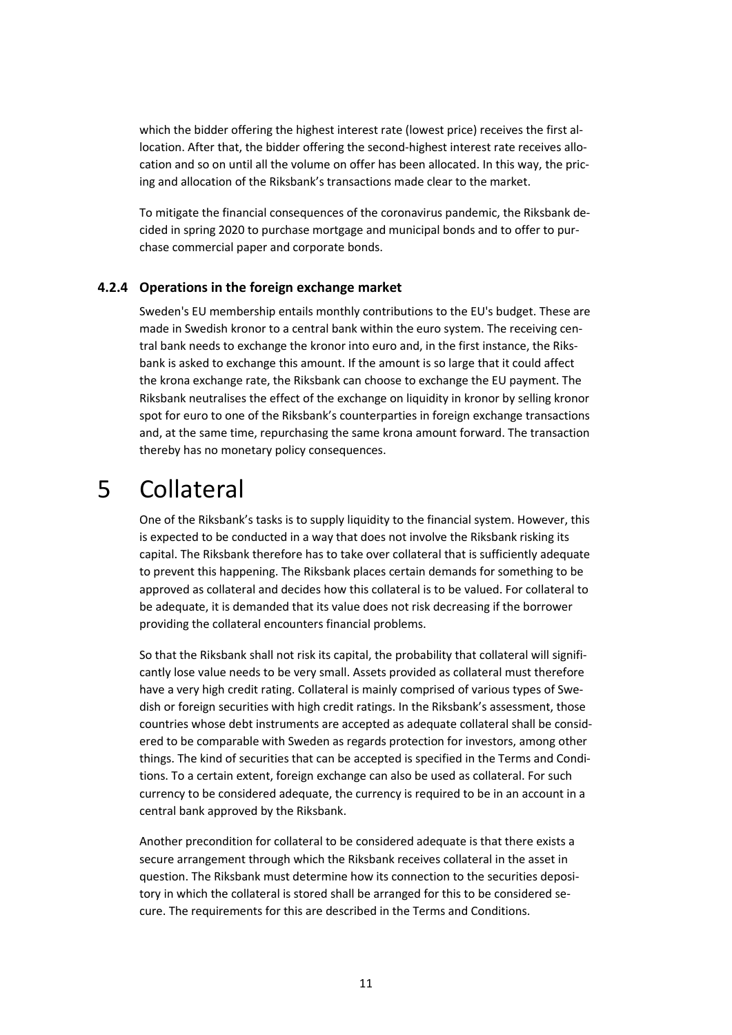which the bidder offering the highest interest rate (lowest price) receives the first allocation. After that, the bidder offering the second-highest interest rate receives allocation and so on until all the volume on offer has been allocated. In this way, the pricing and allocation of the Riksbank's transactions made clear to the market.

To mitigate the financial consequences of the coronavirus pandemic, the Riksbank decided in spring 2020 to purchase mortgage and municipal bonds and to offer to purchase commercial paper and corporate bonds.

### 4.2.4 Operations in the foreign exchange market

Sweden's EU membership entails monthly contributions to the EU's budget. These are made in Swedish kronor to a central bank within the euro system. The receiving central bank needs to exchange the kronor into euro and, in the first instance, the Riksbank is asked to exchange this amount. If the amount is so large that it could affect the krona exchange rate, the Riksbank can choose to exchange the EU payment. The Riksbank neutralises the effect of the exchange on liquidity in kronor by selling kronor spot for euro to one of the Riksbank's counterparties in foreign exchange transactions and, at the same time, repurchasing the same krona amount forward. The transaction thereby has no monetary policy consequences.

# 5 Collateral

One of the Riksbank's tasks is to supply liquidity to the financial system. However, this is expected to be conducted in a way that does not involve the Riksbank risking its capital. The Riksbank therefore has to take over collateral that is sufficiently adequate to prevent this happening. The Riksbank places certain demands for something to be approved as collateral and decides how this collateral is to be valued. For collateral to be adequate, it is demanded that its value does not risk decreasing if the borrower providing the collateral encounters financial problems.

So that the Riksbank shall not risk its capital, the probability that collateral will significantly lose value needs to be very small. Assets provided as collateral must therefore have a very high credit rating. Collateral is mainly comprised of various types of Swedish or foreign securities with high credit ratings. In the Riksbank's assessment, those countries whose debt instruments are accepted as adequate collateral shall be considered to be comparable with Sweden as regards protection for investors, among other things. The kind of securities that can be accepted is specified in the Terms and Conditions. To a certain extent, foreign exchange can also be used as collateral. For such currency to be considered adequate, the currency is required to be in an account in a central bank approved by the Riksbank.

Another precondition for collateral to be considered adequate is that there exists a secure arrangement through which the Riksbank receives collateral in the asset in question. The Riksbank must determine how its connection to the securities depository in which the collateral is stored shall be arranged for this to be considered secure. The requirements for this are described in the Terms and Conditions.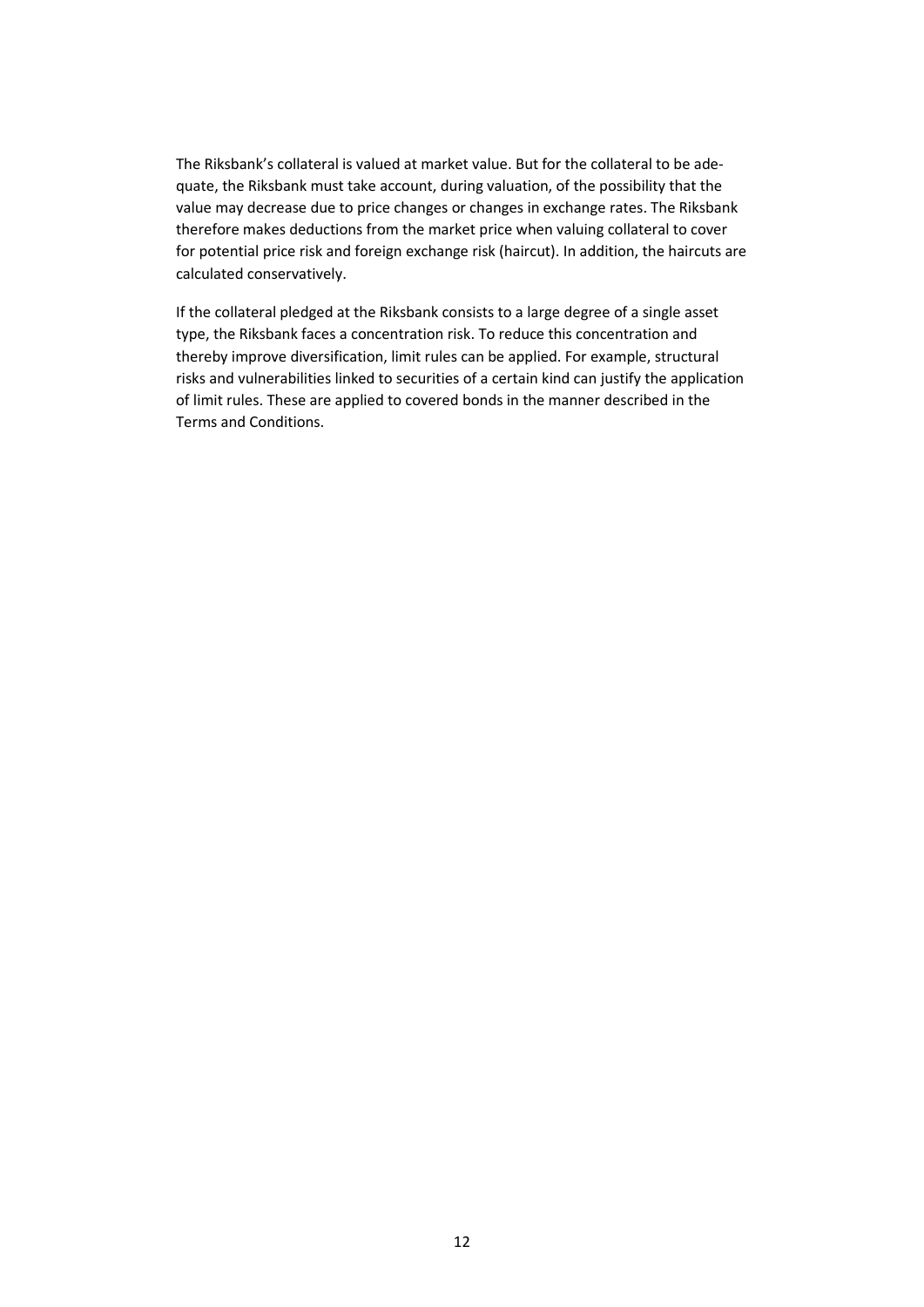The Riksbank's collateral is valued at market value. But for the collateral to be adequate, the Riksbank must take account, during valuation, of the possibility that the value may decrease due to price changes or changes in exchange rates. The Riksbank therefore makes deductions from the market price when valuing collateral to cover for potential price risk and foreign exchange risk (haircut). In addition, the haircuts are calculated conservatively.

If the collateral pledged at the Riksbank consists to a large degree of a single asset type, the Riksbank faces a concentration risk. To reduce this concentration and thereby improve diversification, limit rules can be applied. For example, structural risks and vulnerabilities linked to securities of a certain kind can justify the application of limit rules. These are applied to covered bonds in the manner described in the Terms and Conditions.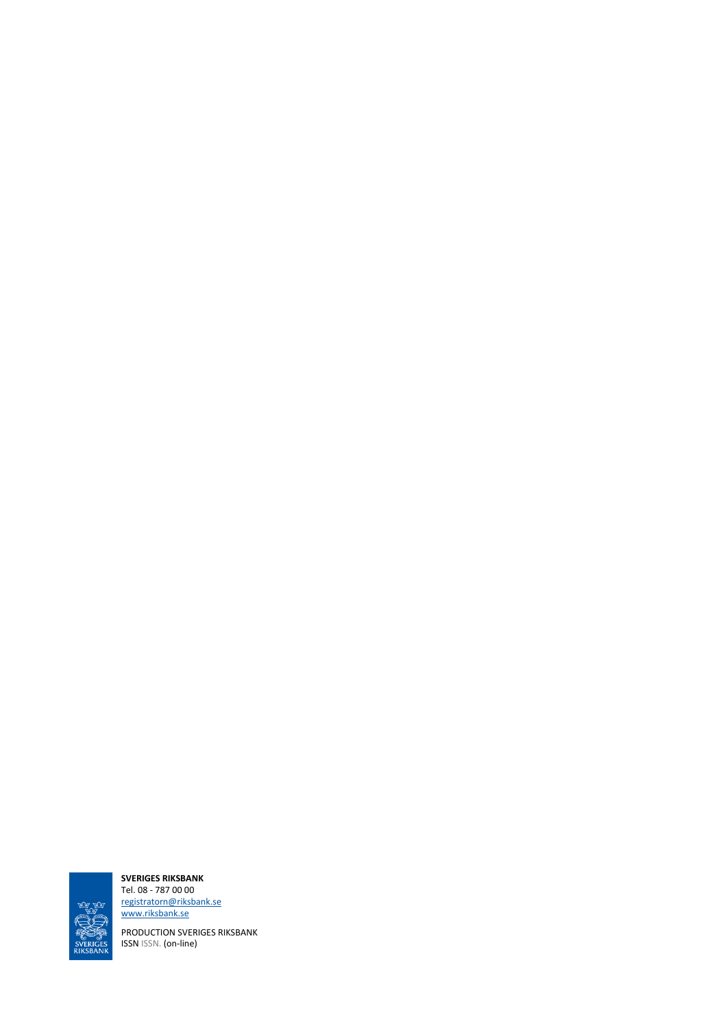**SVERIGES RIKSBANK**
Tel. 08 - 787 00 00
registratorn@riksbank.se
www.riksbank.se

PRODUCTION SVERIGES RIKSBANK
ISSN ISSN. (on-line)